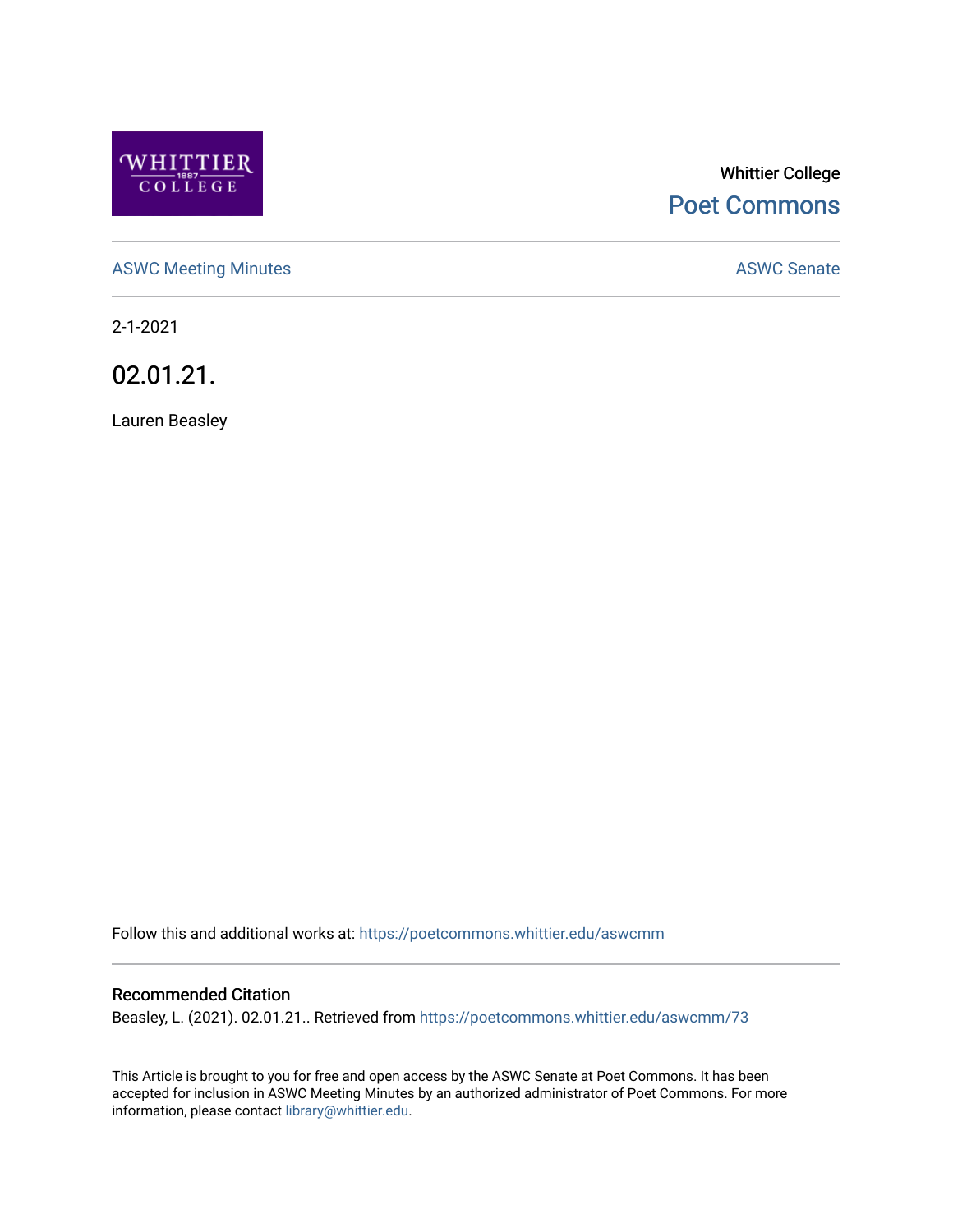Whittier College

Poet Commons

ASWC Meeting Minutes

ASWC Senate

2-1-2021

# 02.01.21.

Lauren Beasley

Follow this and additional works at: https://poetcommons.whittier.edu/aswcmm

## Recommended Citation

Beasley, L. (2021). 02.01.21.. Retrieved from https://poetcommons.whittier.edu/aswcmm/73

This Article is brought to you for free and open access by the ASWC Senate at Poet Commons. It has been accepted for inclusion in ASWC Meeting Minutes by an authorized administrator of Poet Commons. For more information, please contact library@whittier.edu.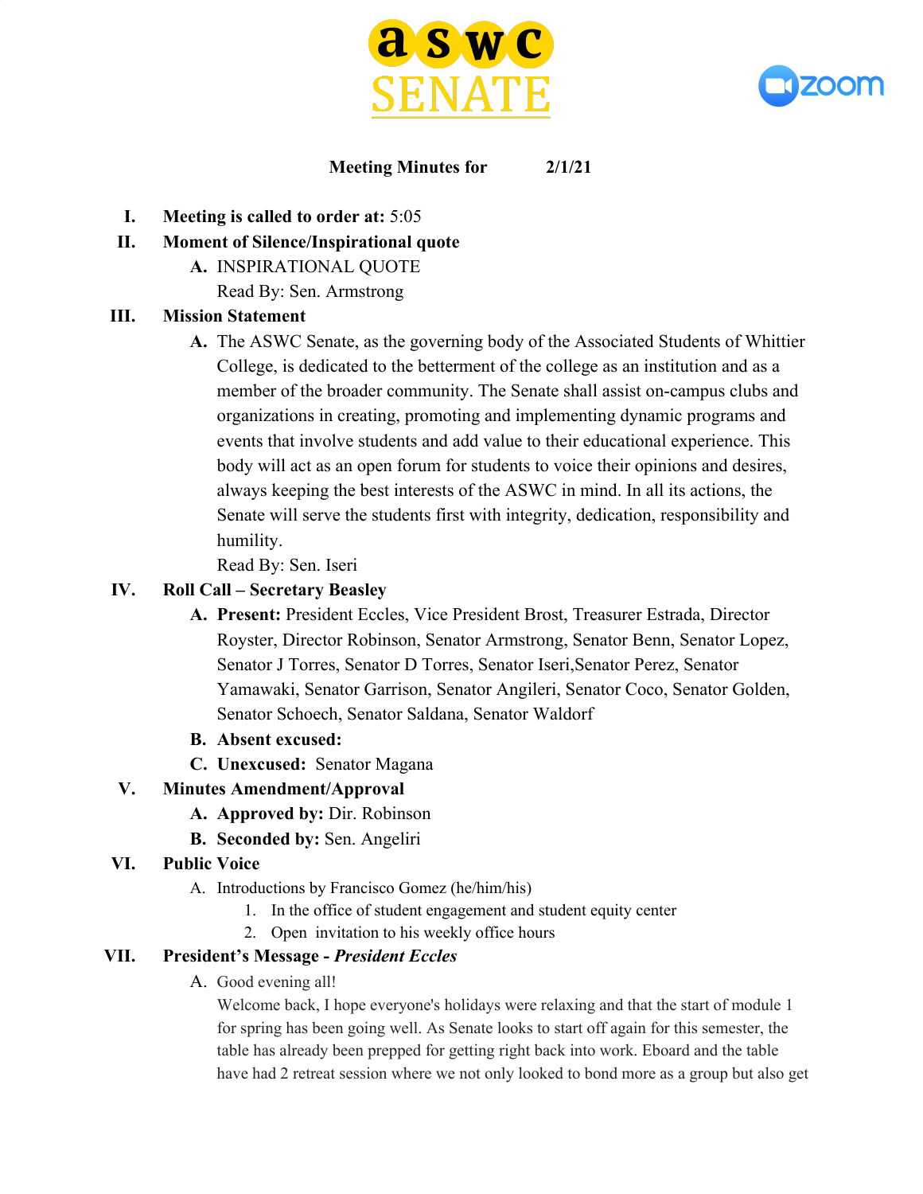**Meeting Minutes for 2/1/21**

I. **Meeting is called to order at:** 5:05

II. **Moment of Silence/Inspirational quote**
   - A. INSPIRATIONAL QUOTE
     Read By: Sen. Armstrong

III. **Mission Statement**
   - A. The ASWC Senate, as the governing body of the Associated Students of Whittier College, is dedicated to the betterment of the college as an institution and as a member of the broader community. The Senate shall assist on-campus clubs and organizations in creating, promoting and implementing dynamic programs and events that involve students and add value to their educational experience. This body will act as an open forum for students to voice their opinions and desires, always keeping the best interests of the ASWC in mind. In all its actions, the Senate will serve the students first with integrity, dedication, responsibility and humility.
     Read By: Sen. Iseri

IV. **Roll Call – Secretary Beasley**
   - A. **Present:** President Eccles, Vice President Brost, Treasurer Estrada, Director Royster, Director Robinson, Senator Armstrong, Senator Benn, Senator Lopez, Senator J Torres, Senator D Torres, Senator Iseri,Senator Perez, Senator Yamawaki, Senator Garrison, Senator Angileri, Senator Coco, Senator Golden, Senator Schoech, Senator Saldana, Senator Waldorf
   - B. **Absent excused:**
   - C. **Unexcused:** Senator Magana

V. **Minutes Amendment/Approval**
   - A. **Approved by:** Dir. Robinson
   - B. **Seconded by:** Sen. Angeliri

VI. **Public Voice**
   - A. Introductions by Francisco Gomez (he/him/his)
     1. In the office of student engagement and student equity center
     2. Open invitation to his weekly office hours

VII. **President's Message - *President Eccles***
   - A. Good evening all!
     Welcome back, I hope everyone's holidays were relaxing and that the start of module 1 for spring has been going well. As Senate looks to start off again for this semester, the table has already been prepped for getting right back into work. Eboard and the table have had 2 retreat session where we not only looked to bond more as a group but also get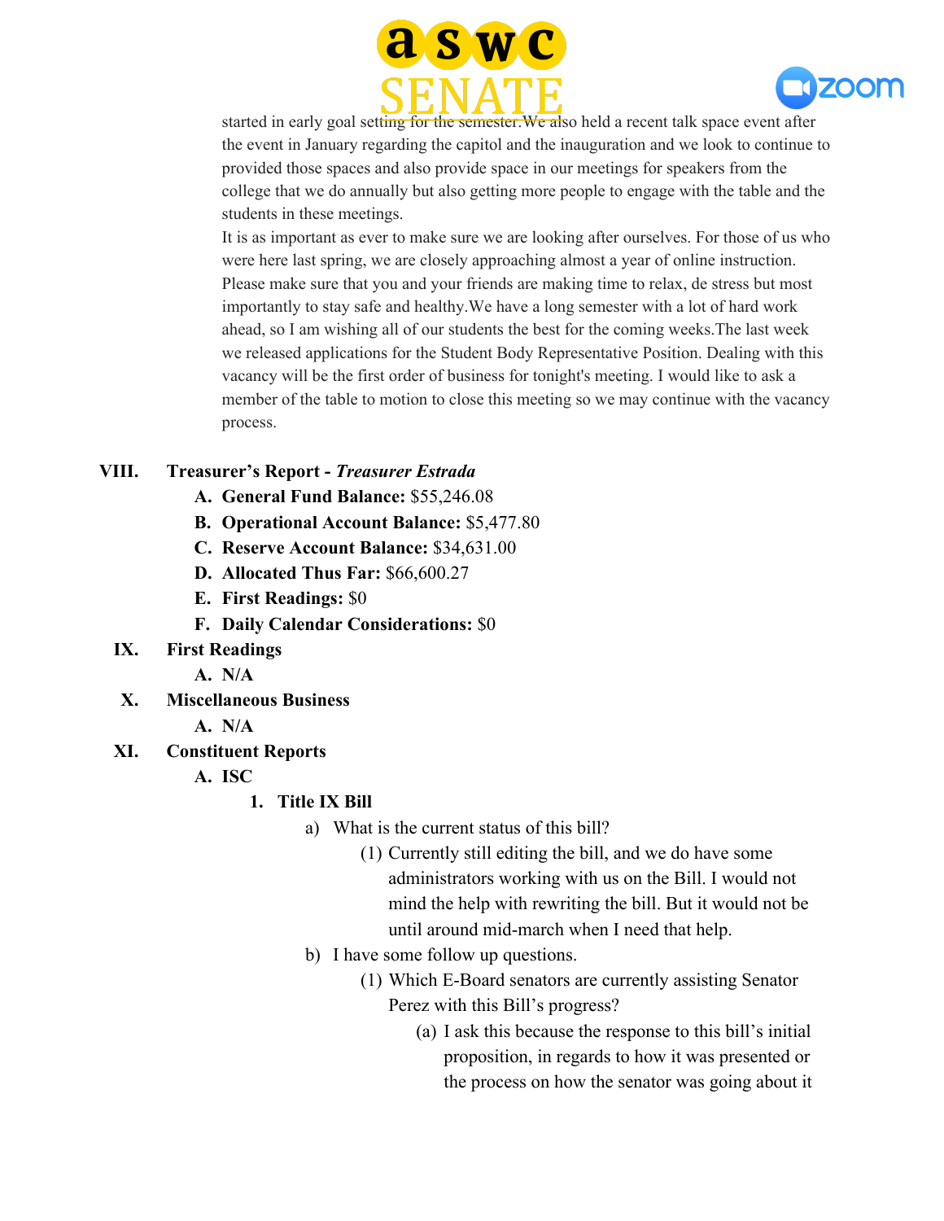started in early goal setting for the semester.We also held a recent talk space event after the event in January regarding the capitol and the inauguration and we look to continue to provided those spaces and also provide space in our meetings for speakers from the college that we do annually but also getting more people to engage with the table and the students in these meetings.

It is as important as ever to make sure we are looking after ourselves. For those of us who were here last spring, we are closely approaching almost a year of online instruction. Please make sure that you and your friends are making time to relax, de stress but most importantly to stay safe and healthy.We have a long semester with a lot of hard work ahead, so I am wishing all of our students the best for the coming weeks.The last week we released applications for the Student Body Representative Position. Dealing with this vacancy will be the first order of business for tonight's meeting. I would like to ask a member of the table to motion to close this meeting so we may continue with the vacancy process.

VIII. **Treasurer's Report** - ***Treasurer Estrada***

A. **General Fund Balance:** $55,246.08
B. **Operational Account Balance:** $5,477.80
C. **Reserve Account Balance:** $34,631.00
D. **Allocated Thus Far:** $66,600.27
E. **First Readings:** $0
F. **Daily Calendar Considerations:** $0

IX. **First Readings**

A. **N/A**

X. **Miscellaneous Business**

A. **N/A**

XI. **Constituent Reports**

A. **ISC**

1. **Title IX Bill**
    a) What is the current status of this bill?
        (1) Currently still editing the bill, and we do have some administrators working with us on the Bill. I would not mind the help with rewriting the bill. But it would not be until around mid-march when I need that help.
    b) I have some follow up questions.
        (1) Which E-Board senators are currently assisting Senator Perez with this Bill's progress?
            (a) I ask this because the response to this bill's initial proposition, in regards to how it was presented or the process on how the senator was going about it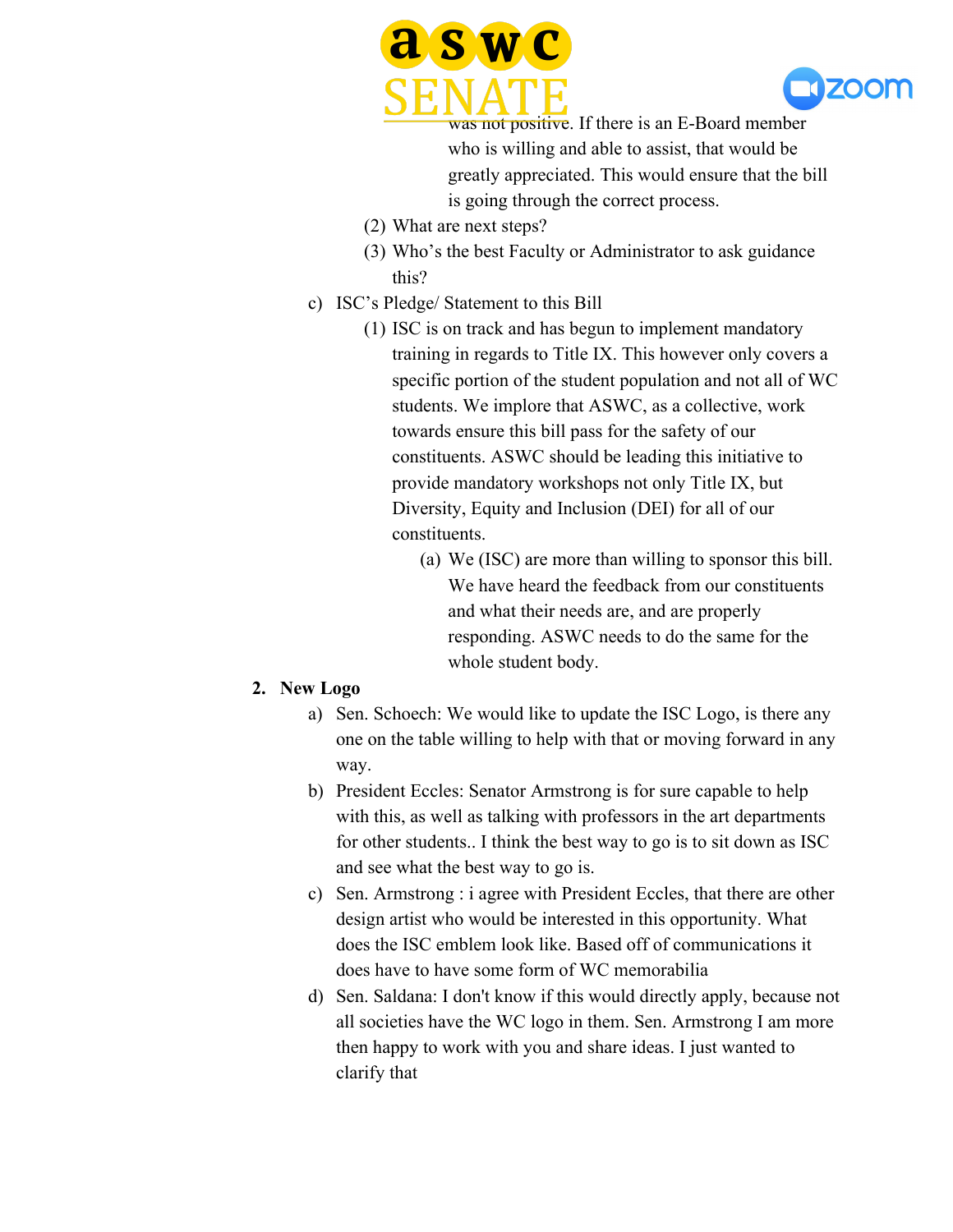was not positive. If there is an E-Board member who is willing and able to assist, that would be greatly appreciated. This would ensure that the bill is going through the correct process.

  (2) What are next steps?

  (3) Who's the best Faculty or Administrator to ask guidance this?

 c) ISC's Pledge/ Statement to this Bill

  (1) ISC is on track and has begun to implement mandatory training in regards to Title IX. This however only covers a specific portion of the student population and not all of WC students. We implore that ASWC, as a collective, work towards ensure this bill pass for the safety of our constituents. ASWC should be leading this initiative to provide mandatory workshops not only Title IX, but Diversity, Equity and Inclusion (DEI) for all of our constituents.

   (a) We (ISC) are more than willing to sponsor this bill. We have heard the feedback from our constituents and what their needs are, and are properly responding. ASWC needs to do the same for the whole student body.

**2. New Logo**

 a) Sen. Schoech: We would like to update the ISC Logo, is there any one on the table willing to help with that or moving forward in any way.

 b) President Eccles: Senator Armstrong is for sure capable to help with this, as well as talking with professors in the art departments for other students.. I think the best way to go is to sit down as ISC and see what the best way to go is.

 c) Sen. Armstrong : i agree with President Eccles, that there are other design artist who would be interested in this opportunity. What does the ISC emblem look like. Based off of communications it does have to have some form of WC memorabilia

 d) Sen. Saldana: I don't know if this would directly apply, because not all societies have the WC logo in them. Sen. Armstrong I am more then happy to work with you and share ideas. I just wanted to clarify that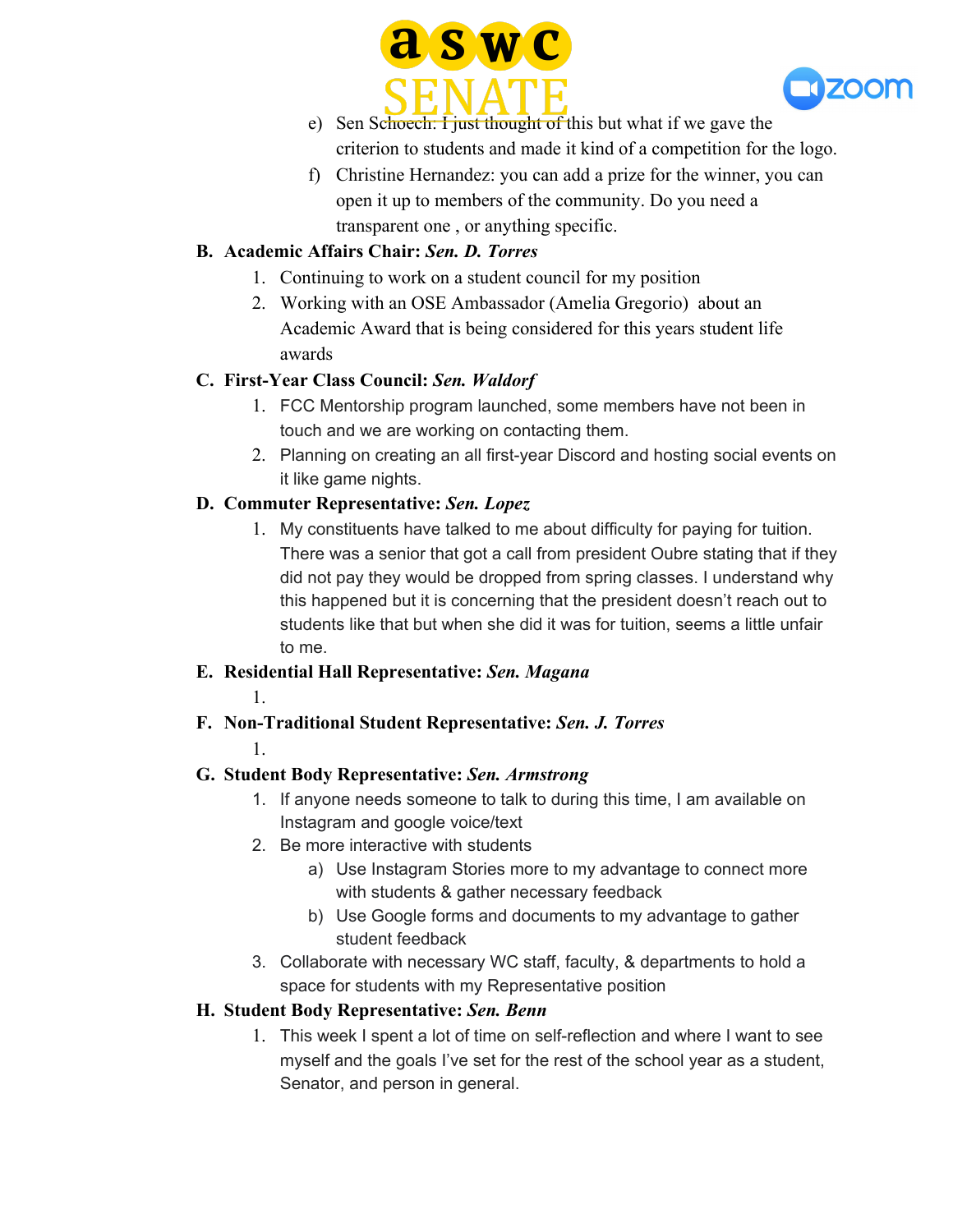e) Sen Schoech: I just thought of this but what if we gave the criterion to students and made it kind of a competition for the logo.

f) Christine Hernandez: you can add a prize for the winner, you can open it up to members of the community. Do you need a transparent one , or anything specific.

**B. Academic Affairs Chair: *Sen. D. Torres***

1. Continuing to work on a student council for my position
2. Working with an OSE Ambassador (Amelia Gregorio) about an Academic Award that is being considered for this years student life awards

**C. First-Year Class Council: *Sen. Waldorf***

1. FCC Mentorship program launched, some members have not been in touch and we are working on contacting them.
2. Planning on creating an all first-year Discord and hosting social events on it like game nights.

**D. Commuter Representative: *Sen. Lopez***

1. My constituents have talked to me about difficulty for paying for tuition. There was a senior that got a call from president Oubre stating that if they did not pay they would be dropped from spring classes. I understand why this happened but it is concerning that the president doesn't reach out to students like that but when she did it was for tuition, seems a little unfair to me.

**E. Residential Hall Representative: *Sen. Magana***

1.

**F. Non-Traditional Student Representative: *Sen. J. Torres***

1.

**G. Student Body Representative: *Sen. Armstrong***

1. If anyone needs someone to talk to during this time, I am available on Instagram and google voice/text
2. Be more interactive with students
   a) Use Instagram Stories more to my advantage to connect more with students & gather necessary feedback
   b) Use Google forms and documents to my advantage to gather student feedback
3. Collaborate with necessary WC staff, faculty, & departments to hold a space for students with my Representative position

**H. Student Body Representative: *Sen. Benn***

1. This week I spent a lot of time on self-reflection and where I want to see myself and the goals I've set for the rest of the school year as a student, Senator, and person in general.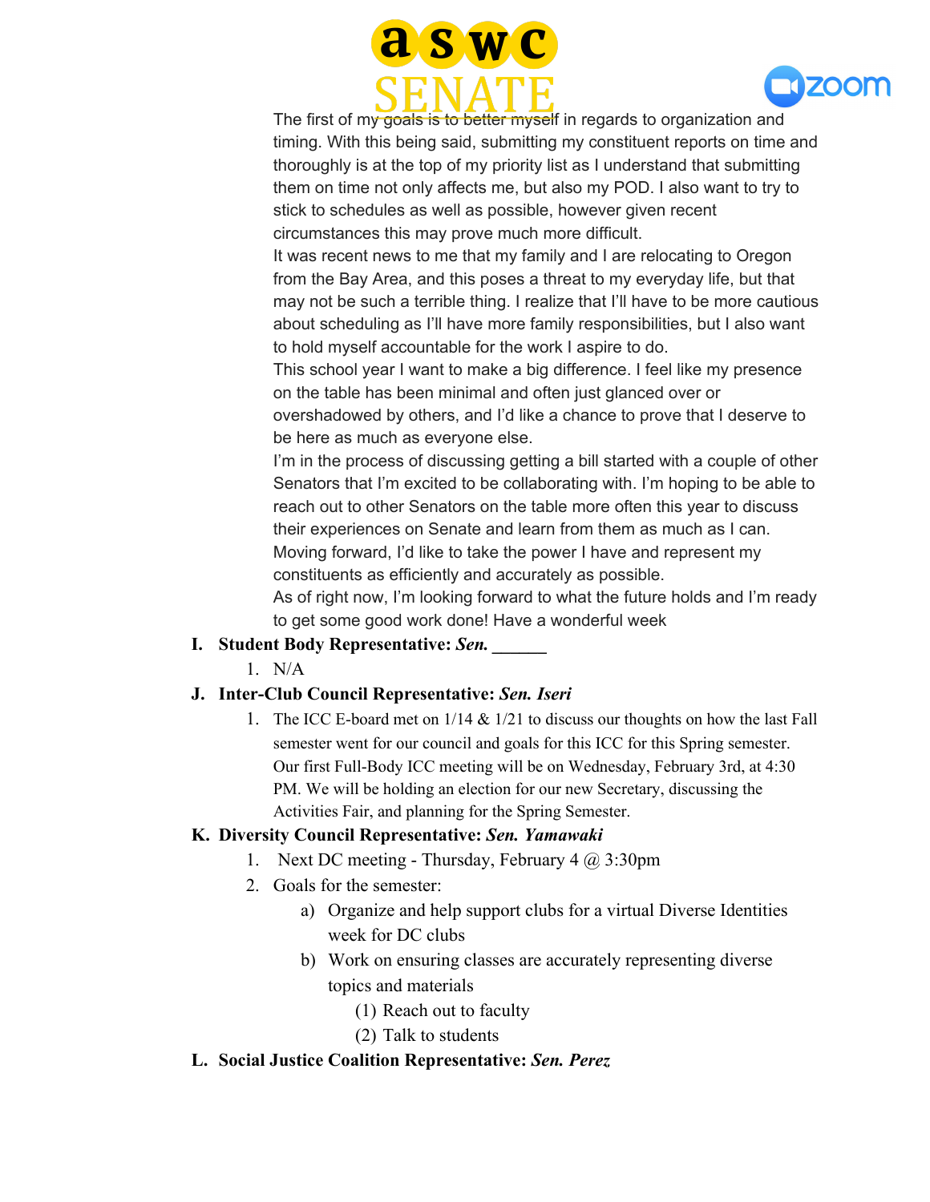The first of my goals is to better myself in regards to organization and timing. With this being said, submitting my constituent reports on time and thoroughly is at the top of my priority list as I understand that submitting them on time not only affects me, but also my POD. I also want to try to stick to schedules as well as possible, however given recent circumstances this may prove much more difficult.

It was recent news to me that my family and I are relocating to Oregon from the Bay Area, and this poses a threat to my everyday life, but that may not be such a terrible thing. I realize that I'll have to be more cautious about scheduling as I'll have more family responsibilities, but I also want to hold myself accountable for the work I aspire to do.

This school year I want to make a big difference. I feel like my presence on the table has been minimal and often just glanced over or overshadowed by others, and I'd like a chance to prove that I deserve to be here as much as everyone else.

I'm in the process of discussing getting a bill started with a couple of other Senators that I'm excited to be collaborating with. I'm hoping to be able to reach out to other Senators on the table more often this year to discuss their experiences on Senate and learn from them as much as I can.

Moving forward, I'd like to take the power I have and represent my constituents as efficiently and accurately as possible.

As of right now, I'm looking forward to what the future holds and I'm ready to get some good work done! Have a wonderful week

**I. Student Body Representative: *Sen.* \_\_\_\_\_\_**

1. N/A

**J. Inter-Club Council Representative: *Sen. Iseri***

1. The ICC E-board met on 1/14 & 1/21 to discuss our thoughts on how the last Fall semester went for our council and goals for this ICC for this Spring semester. Our first Full-Body ICC meeting will be on Wednesday, February 3rd, at 4:30 PM. We will be holding an election for our new Secretary, discussing the Activities Fair, and planning for the Spring Semester.

**K. Diversity Council Representative: *Sen. Yamawaki***

1. Next DC meeting - Thursday, February 4 @ 3:30pm
2. Goals for the semester:
    a) Organize and help support clubs for a virtual Diverse Identities week for DC clubs
    b) Work on ensuring classes are accurately representing diverse topics and materials
        (1) Reach out to faculty
        (2) Talk to students

**L. Social Justice Coalition Representative: *Sen. Perez***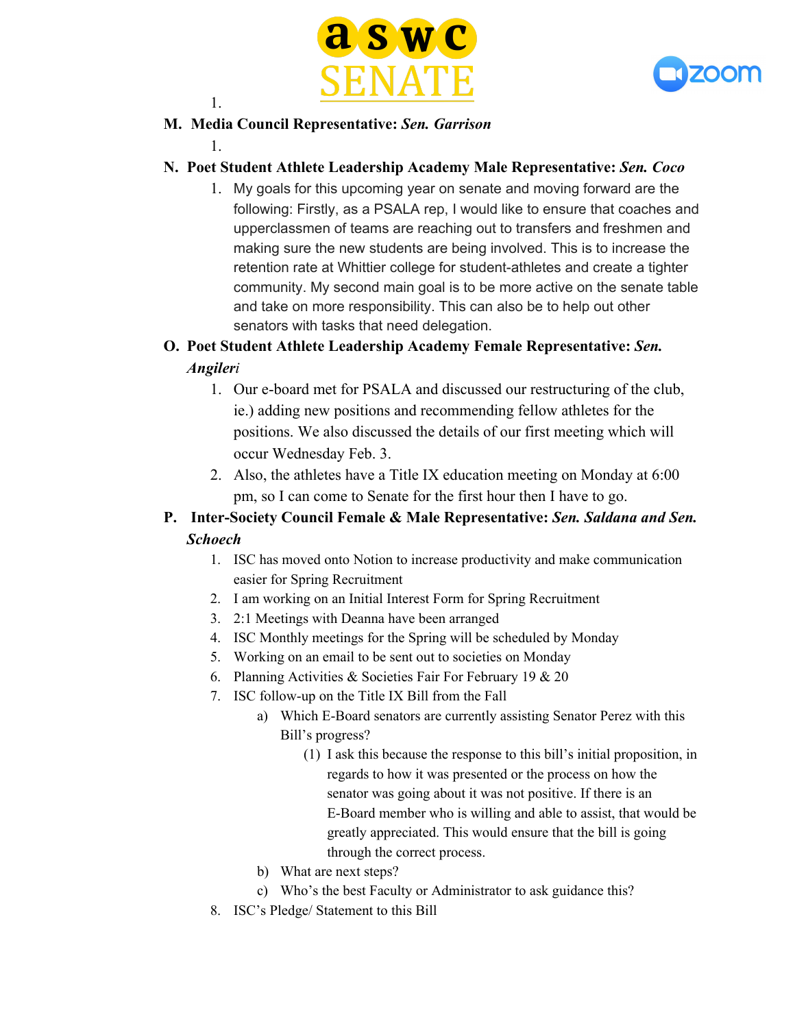1.

**M. Media Council Representative: *Sen. Garrison***

1.

**N. Poet Student Athlete Leadership Academy Male Representative: *Sen. Coco***

1. My goals for this upcoming year on senate and moving forward are the following: Firstly, as a PSALA rep, I would like to ensure that coaches and upperclassmen of teams are reaching out to transfers and freshmen and making sure the new students are being involved. This is to increase the retention rate at Whittier college for student-athletes and create a tighter community. My second main goal is to be more active on the senate table and take on more responsibility. This can also be to help out other senators with tasks that need delegation.

**O. Poet Student Athlete Leadership Academy Female Representative: *Sen. Angileri***

1. Our e-board met for PSALA and discussed our restructuring of the club, ie.) adding new positions and recommending fellow athletes for the positions. We also discussed the details of our first meeting which will occur Wednesday Feb. 3.
2. Also, the athletes have a Title IX education meeting on Monday at 6:00 pm, so I can come to Senate for the first hour then I have to go.

**P. Inter-Society Council Female & Male Representative: *Sen. Saldana and Sen. Schoech***

1. ISC has moved onto Notion to increase productivity and make communication easier for Spring Recruitment
2. I am working on an Initial Interest Form for Spring Recruitment
3. 2:1 Meetings with Deanna have been arranged
4. ISC Monthly meetings for the Spring will be scheduled by Monday
5. Working on an email to be sent out to societies on Monday
6. Planning Activities & Societies Fair For February 19 & 20
7. ISC follow-up on the Title IX Bill from the Fall
   a) Which E-Board senators are currently assisting Senator Perez with this Bill's progress?
      (1) I ask this because the response to this bill's initial proposition, in regards to how it was presented or the process on how the senator was going about it was not positive. If there is an E-Board member who is willing and able to assist, that would be greatly appreciated. This would ensure that the bill is going through the correct process.
   b) What are next steps?
   c) Who's the best Faculty or Administrator to ask guidance this?
8. ISC's Pledge/ Statement to this Bill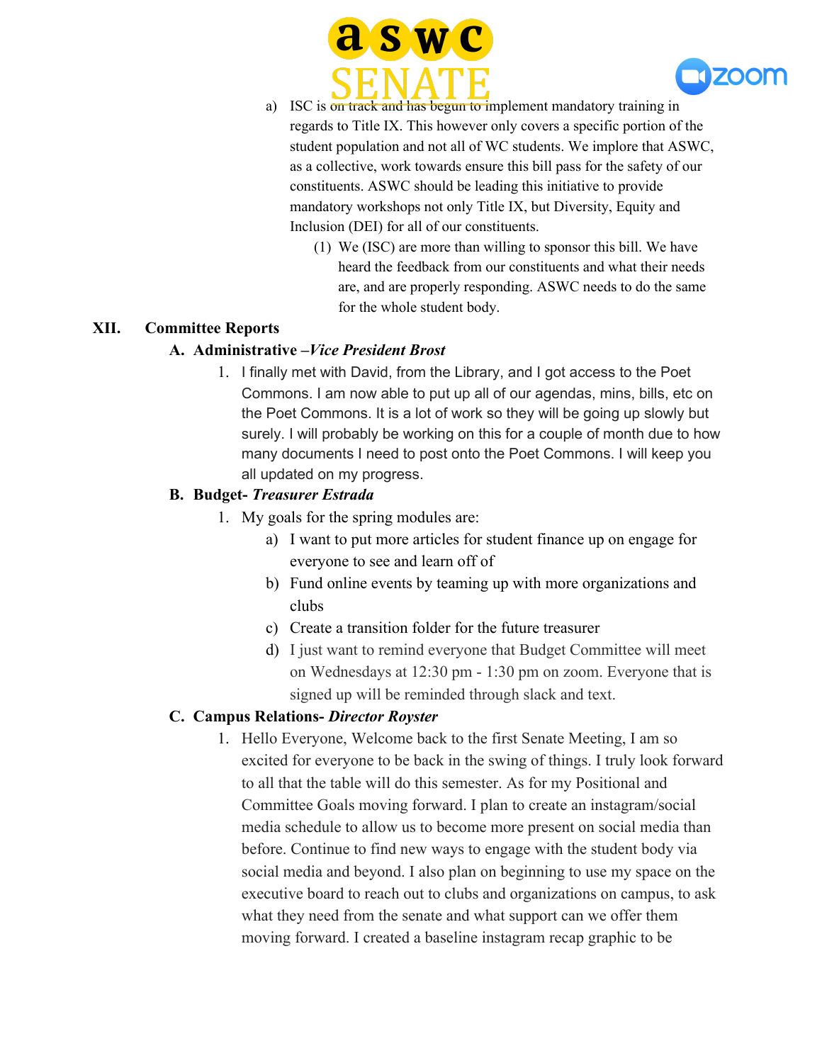a) ISC is ~~on track and has begun to~~ implement mandatory training in regards to Title IX. This however only covers a specific portion of the student population and not all of WC students. We implore that ASWC, as a collective, work towards ensure this bill pass for the safety of our constituents. ASWC should be leading this initiative to provide mandatory workshops not only Title IX, but Diversity, Equity and Inclusion (DEI) for all of our constituents.

   (1) We (ISC) are more than willing to sponsor this bill. We have heard the feedback from our constituents and what their needs are, and are properly responding. ASWC needs to do the same for the whole student body.

## XII. Committee Reports

### A. Administrative –*Vice President Brost*

1. I finally met with David, from the Library, and I got access to the Poet Commons. I am now able to put up all of our agendas, mins, bills, etc on the Poet Commons. It is a lot of work so they will be going up slowly but surely. I will probably be working on this for a couple of month due to how many documents I need to post onto the Poet Commons. I will keep you all updated on my progress.

### B. Budget- *Treasurer Estrada*

1. My goals for the spring modules are:
   a) I want to put more articles for student finance up on engage for everyone to see and learn off of
   b) Fund online events by teaming up with more organizations and clubs
   c) Create a transition folder for the future treasurer
   d) I just want to remind everyone that Budget Committee will meet on Wednesdays at 12:30 pm - 1:30 pm on zoom. Everyone that is signed up will be reminded through slack and text.

### C. Campus Relations- *Director Royster*

1. Hello Everyone, Welcome back to the first Senate Meeting, I am so excited for everyone to be back in the swing of things. I truly look forward to all that the table will do this semester. As for my Positional and Committee Goals moving forward. I plan to create an instagram/social media schedule to allow us to become more present on social media than before. Continue to find new ways to engage with the student body via social media and beyond. I also plan on beginning to use my space on the executive board to reach out to clubs and organizations on campus, to ask what they need from the senate and what support can we offer them moving forward. I created a baseline instagram recap graphic to be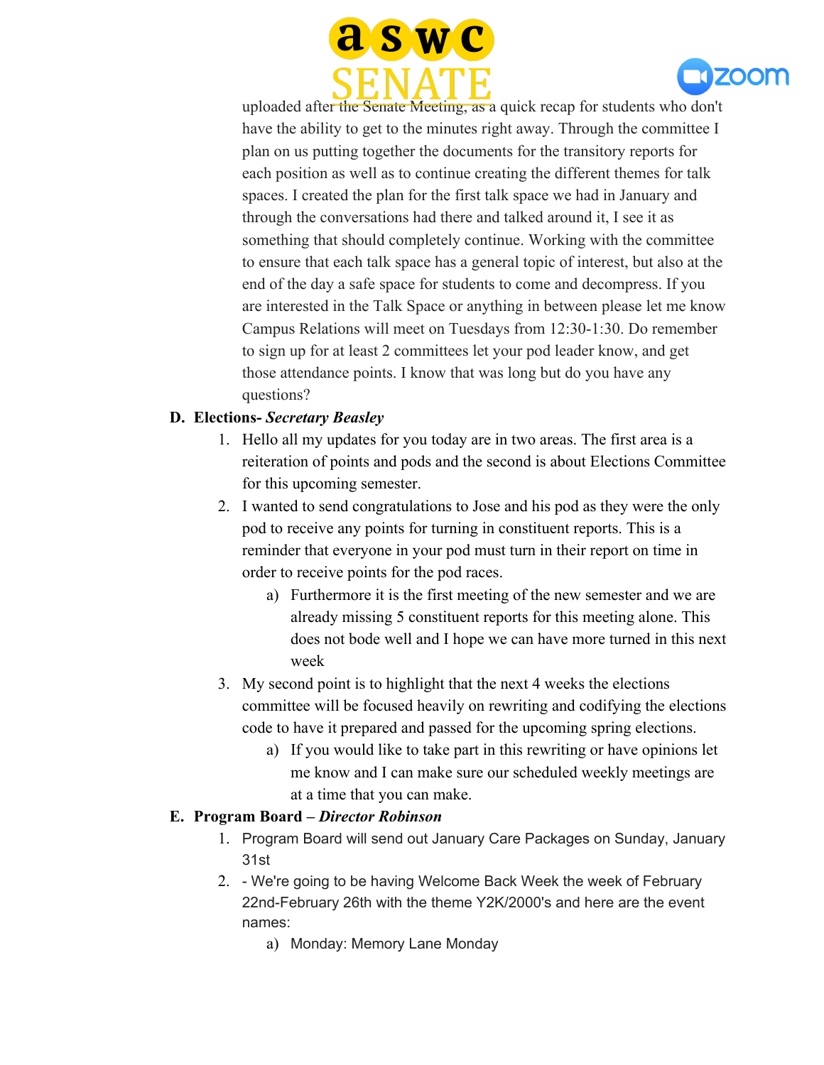uploaded after the Senate Meeting, as a quick recap for students who don't have the ability to get to the minutes right away. Through the committee I plan on us putting together the documents for the transitory reports for each position as well as to continue creating the different themes for talk spaces. I created the plan for the first talk space we had in January and through the conversations had there and talked around it, I see it as something that should completely continue. Working with the committee to ensure that each talk space has a general topic of interest, but also at the end of the day a safe space for students to come and decompress. If you are interested in the Talk Space or anything in between please let me know Campus Relations will meet on Tuesdays from 12:30-1:30. Do remember to sign up for at least 2 committees let your pod leader know, and get those attendance points. I know that was long but do you have any questions?

**D. Elections- *Secretary Beasley***

1. Hello all my updates for you today are in two areas. The first area is a reiteration of points and pods and the second is about Elections Committee for this upcoming semester.
2. I wanted to send congratulations to Jose and his pod as they were the only pod to receive any points for turning in constituent reports. This is a reminder that everyone in your pod must turn in their report on time in order to receive points for the pod races.
   a) Furthermore it is the first meeting of the new semester and we are already missing 5 constituent reports for this meeting alone. This does not bode well and I hope we can have more turned in this next week
3. My second point is to highlight that the next 4 weeks the elections committee will be focused heavily on rewriting and codifying the elections code to have it prepared and passed for the upcoming spring elections.
   a) If you would like to take part in this rewriting or have opinions let me know and I can make sure our scheduled weekly meetings are at a time that you can make.

**E. Program Board – *Director Robinson***

1. Program Board will send out January Care Packages on Sunday, January 31st
2. - We're going to be having Welcome Back Week the week of February 22nd-February 26th with the theme Y2K/2000's and here are the event names:
   a) Monday: Memory Lane Monday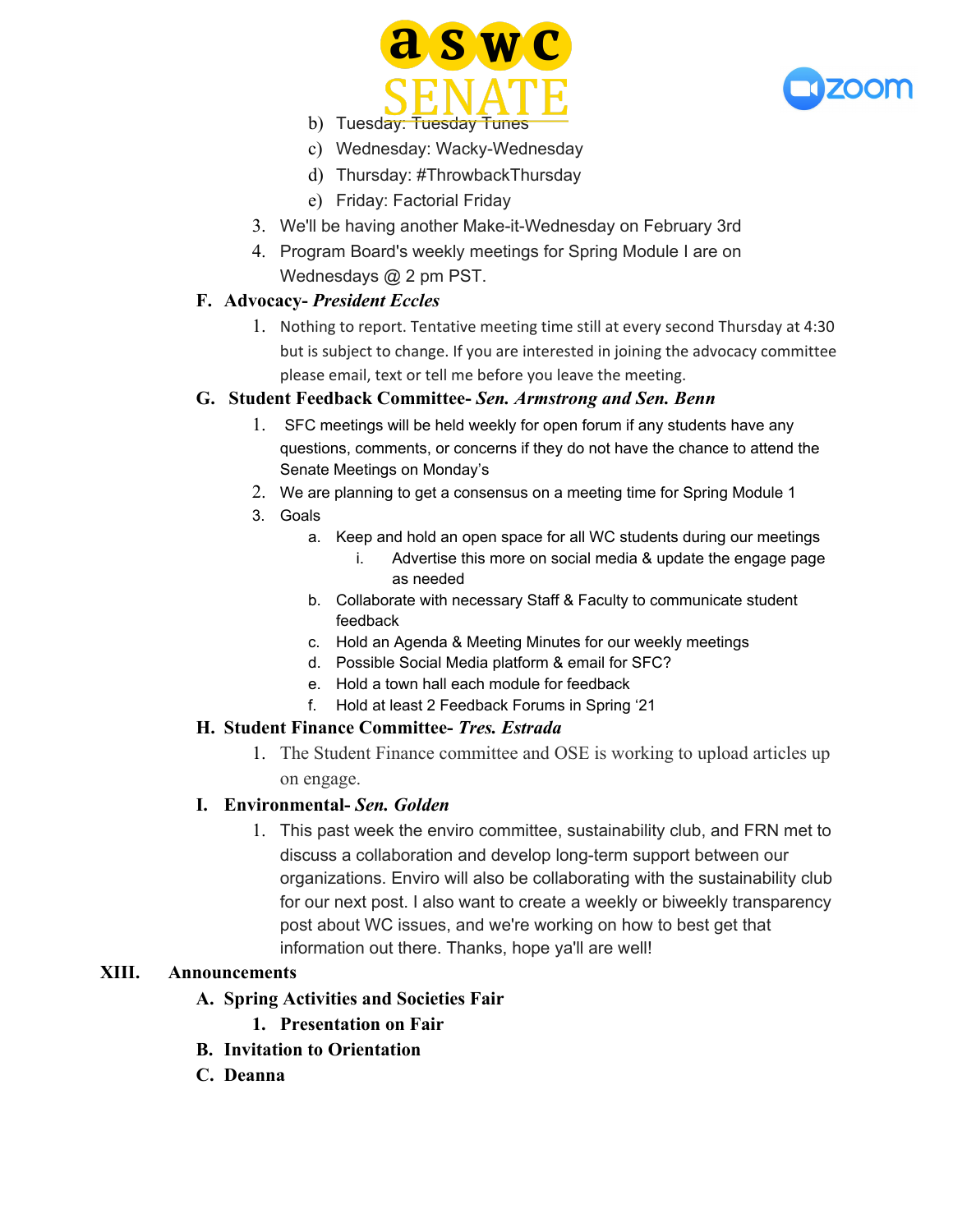b) Tuesday: Tuesday Tunes
c) Wednesday: Wacky-Wednesday
d) Thursday: #ThrowbackThursday
e) Friday: Factorial Friday

3. We'll be having another Make-it-Wednesday on February 3rd
4. Program Board's weekly meetings for Spring Module I are on Wednesdays @ 2 pm PST.

**F. Advocacy- *President Eccles***

1. Nothing to report. Tentative meeting time still at every second Thursday at 4:30 but is subject to change. If you are interested in joining the advocacy committee please email, text or tell me before you leave the meeting.

**G. Student Feedback Committee- *Sen. Armstrong and Sen. Benn***

1. SFC meetings will be held weekly for open forum if any students have any questions, comments, or concerns if they do not have the chance to attend the Senate Meetings on Monday's
2. We are planning to get a consensus on a meeting time for Spring Module 1
3. Goals
   a. Keep and hold an open space for all WC students during our meetings
      i. Advertise this more on social media & update the engage page as needed
   b. Collaborate with necessary Staff & Faculty to communicate student feedback
   c. Hold an Agenda & Meeting Minutes for our weekly meetings
   d. Possible Social Media platform & email for SFC?
   e. Hold a town hall each module for feedback
   f. Hold at least 2 Feedback Forums in Spring '21

**H. Student Finance Committee- *Tres. Estrada***

1. The Student Finance committee and OSE is working to upload articles up on engage.

**I. Environmental- *Sen. Golden***

1. This past week the enviro committee, sustainability club, and FRN met to discuss a collaboration and develop long-term support between our organizations. Enviro will also be collaborating with the sustainability club for our next post. I also want to create a weekly or biweekly transparency post about WC issues, and we're working on how to best get that information out there. Thanks, hope ya'll are well!

**XIII. Announcements**

**A. Spring Activities and Societies Fair**

**1. Presentation on Fair**

**B. Invitation to Orientation**

**C. Deanna**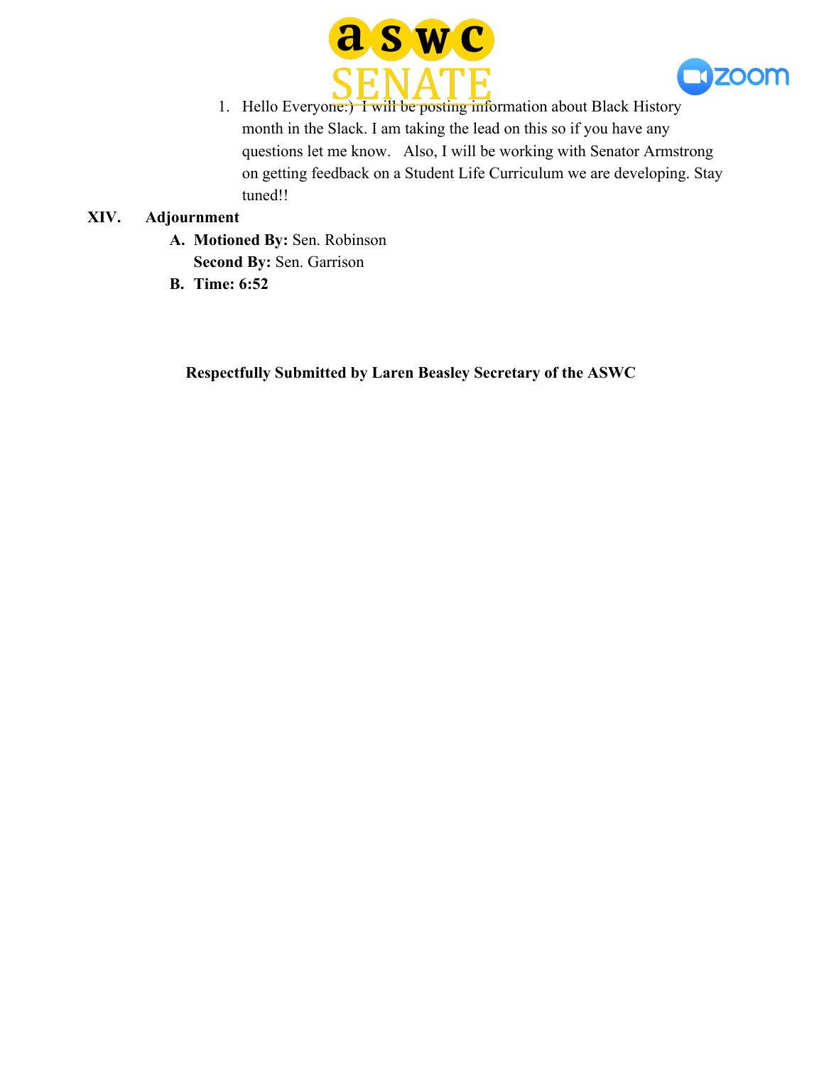1. Hello Everyone:) I will be posting information about Black History month in the Slack. I am taking the lead on this so if you have any questions let me know. Also, I will be working with Senator Armstrong on getting feedback on a Student Life Curriculum we are developing. Stay tuned!!

**XIV. Adjournment**

- **A. Motioned By:** Sen. Robinson
  **Second By:** Sen. Garrison
- **B. Time: 6:52**

**Respectfully Submitted by Laren Beasley Secretary of the ASWC**